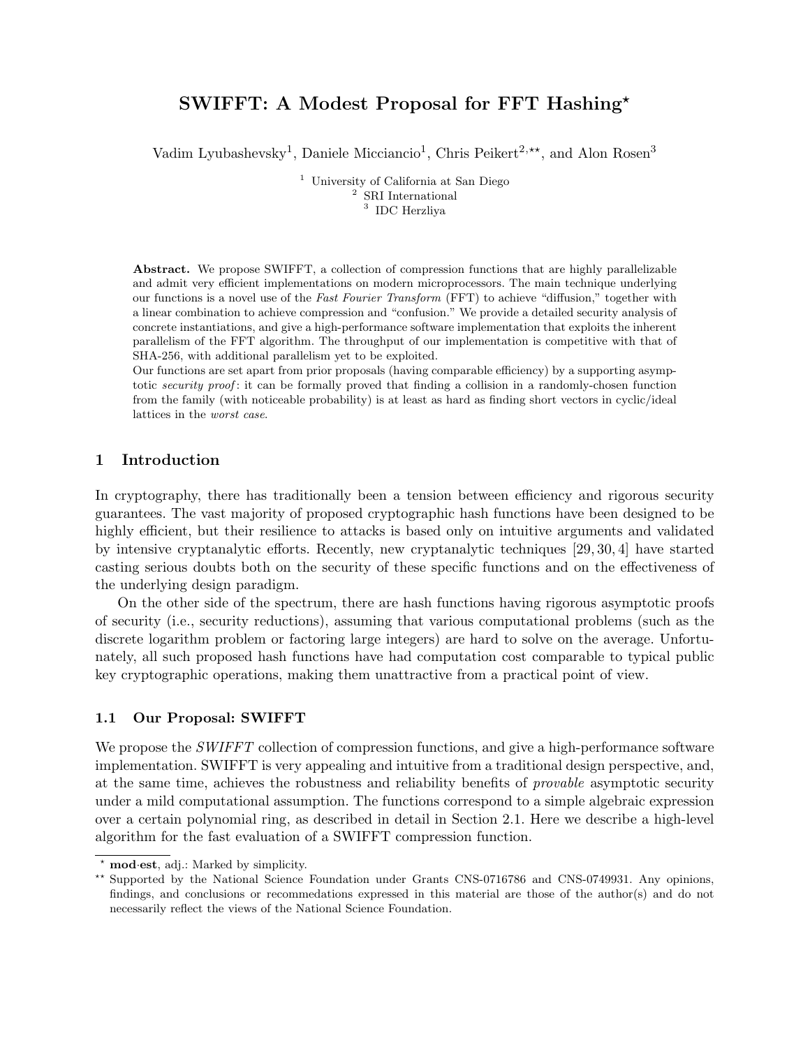# SWIFFT: A Modest Proposal for FFT Hashing*

Vadim Lyubashevsky[1], Daniele Micciancio[1], Chris Peikert[2,**], and Alon Rosen[3]

[1] University of California at San Diego
[2] SRI International
[3] IDC Herzliya

**Abstract.** We propose SWIFFT, a collection of compression functions that are highly parallelizable and admit very efficient implementations on modern microprocessors. The main technique underlying our functions is a novel use of the *Fast Fourier Transform* (FFT) to achieve "diffusion," together with a linear combination to achieve compression and "confusion." We provide a detailed security analysis of concrete instantiations, and give a high-performance software implementation that exploits the inherent parallelism of the FFT algorithm. The throughput of our implementation is competitive with that of SHA-256, with additional parallelism yet to be exploited.
Our functions are set apart from prior proposals (having comparable efficiency) by a supporting asymptotic *security proof*: it can be formally proved that finding a collision in a randomly-chosen function from the family (with noticeable probability) is at least as hard as finding short vectors in cyclic/ideal lattices in the *worst case*.

## 1 Introduction

In cryptography, there has traditionally been a tension between efficiency and rigorous security guarantees. The vast majority of proposed cryptographic hash functions have been designed to be highly efficient, but their resilience to attacks is based only on intuitive arguments and validated by intensive cryptanalytic efforts. Recently, new cryptanalytic techniques [29, 30, 4] have started casting serious doubts both on the security of these specific functions and on the effectiveness of the underlying design paradigm.

On the other side of the spectrum, there are hash functions having rigorous asymptotic proofs of security (i.e., security reductions), assuming that various computational problems (such as the discrete logarithm problem or factoring large integers) are hard to solve on the average. Unfortunately, all such proposed hash functions have had computation cost comparable to typical public key cryptographic operations, making them unattractive from a practical point of view.

### 1.1 Our Proposal: SWIFFT

We propose the *SWIFFT* collection of compression functions, and give a high-performance software implementation. SWIFFT is very appealing and intuitive from a traditional design perspective, and, at the same time, achieves the robustness and reliability benefits of *provable* asymptotic security under a mild computational assumption. The functions correspond to a simple algebraic expression over a certain polynomial ring, as described in detail in Section 2.1. Here we describe a high-level algorithm for the fast evaluation of a SWIFFT compression function.

---

* **mod·est**, adj.: Marked by simplicity.

** Supported by the National Science Foundation under Grants CNS-0716786 and CNS-0749931. Any opinions, findings, and conclusions or recommedations expressed in this material are those of the author(s) and do not necessarily reflect the views of the National Science Foundation.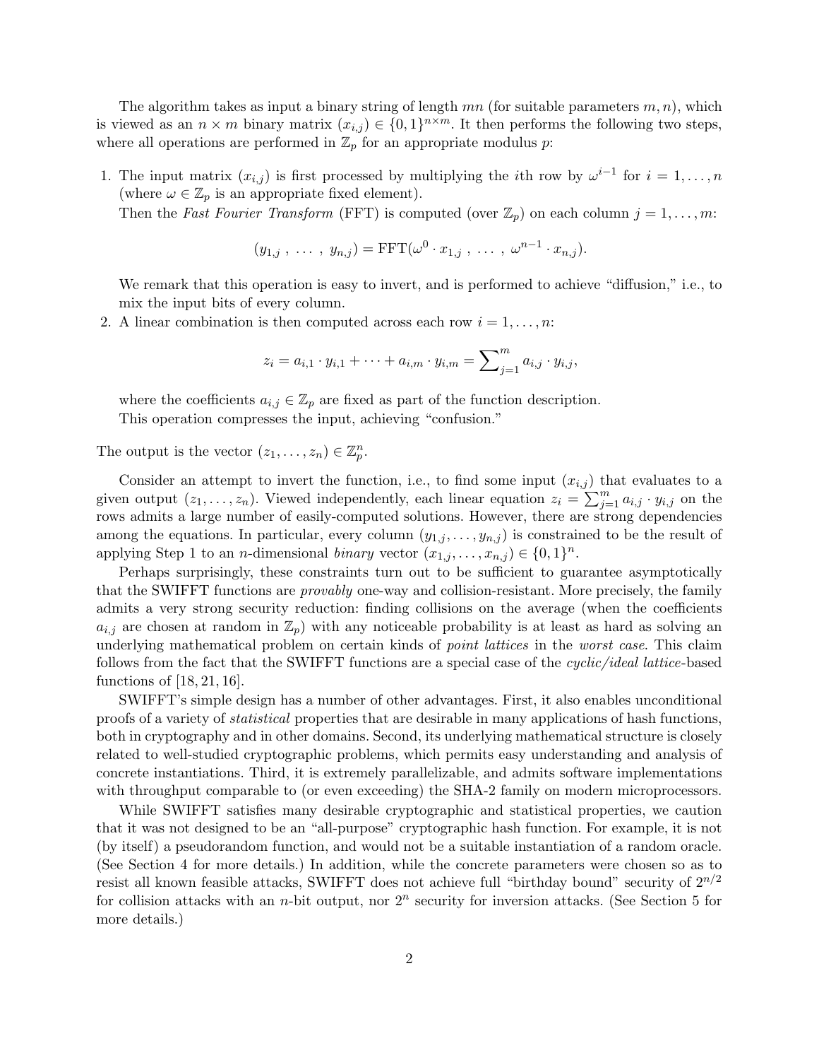The algorithm takes as input a binary string of length $mn$ (for suitable parameters $m, n$), which is viewed as an $n \times m$ binary matrix $(x_{i,j}) \in \{0,1\}^{n \times m}$. It then performs the following two steps, where all operations are performed in $\mathbb{Z}_p$ for an appropriate modulus $p$:

1. The input matrix $(x_{i,j})$ is first processed by multiplying the $i$th row by $\omega^{i-1}$ for $i = 1, \ldots, n$ (where $\omega \in \mathbb{Z}_p$ is an appropriate fixed element).
   Then the *Fast Fourier Transform* (FFT) is computed (over $\mathbb{Z}_p$) on each column $j = 1, \ldots, m$:
   $$(y_{1,j}\ ,\ \ldots\ ,\ y_{n,j}) = \mathrm{FFT}(\omega^0 \cdot x_{1,j}\ ,\ \ldots\ ,\ \omega^{n-1} \cdot x_{n,j}).$$
   We remark that this operation is easy to invert, and is performed to achieve "diffusion," i.e., to mix the input bits of every column.
2. A linear combination is then computed across each row $i = 1, \ldots, n$:
   $$z_i = a_{i,1} \cdot y_{i,1} + \cdots + a_{i,m} \cdot y_{i,m} = \sum\nolimits_{j=1}^{m} a_{i,j} \cdot y_{i,j},$$
   where the coefficients $a_{i,j} \in \mathbb{Z}_p$ are fixed as part of the function description.
   This operation compresses the input, achieving "confusion."

The output is the vector $(z_1, \ldots, z_n) \in \mathbb{Z}_p^n$.

Consider an attempt to invert the function, i.e., to find some input $(x_{i,j})$ that evaluates to a given output $(z_1, \ldots, z_n)$. Viewed independently, each linear equation $z_i = \sum_{j=1}^{m} a_{i,j} \cdot y_{i,j}$ on the rows admits a large number of easily-computed solutions. However, there are strong dependencies among the equations. In particular, every column $(y_{1,j}, \ldots, y_{n,j})$ is constrained to be the result of applying Step 1 to an $n$-dimensional *binary* vector $(x_{1,j}, \ldots, x_{n,j}) \in \{0,1\}^n$.

Perhaps surprisingly, these constraints turn out to be sufficient to guarantee asymptotically that the SWIFFT functions are *provably* one-way and collision-resistant. More precisely, the family admits a very strong security reduction: finding collisions on the average (when the coefficients $a_{i,j}$ are chosen at random in $\mathbb{Z}_p$) with any noticeable probability is at least as hard as solving an underlying mathematical problem on certain kinds of *point lattices* in the *worst case*. This claim follows from the fact that the SWIFFT functions are a special case of the *cyclic/ideal lattice*-based functions of [18, 21, 16].

SWIFFT's simple design has a number of other advantages. First, it also enables unconditional proofs of a variety of *statistical* properties that are desirable in many applications of hash functions, both in cryptography and in other domains. Second, its underlying mathematical structure is closely related to well-studied cryptographic problems, which permits easy understanding and analysis of concrete instantiations. Third, it is extremely parallelizable, and admits software implementations with throughput comparable to (or even exceeding) the SHA-2 family on modern microprocessors.

While SWIFFT satisfies many desirable cryptographic and statistical properties, we caution that it was not designed to be an "all-purpose" cryptographic hash function. For example, it is not (by itself) a pseudorandom function, and would not be a suitable instantiation of a random oracle. (See Section 4 for more details.) In addition, while the concrete parameters were chosen so as to resist all known feasible attacks, SWIFFT does not achieve full "birthday bound" security of $2^{n/2}$ for collision attacks with an $n$-bit output, nor $2^n$ security for inversion attacks. (See Section 5 for more details.)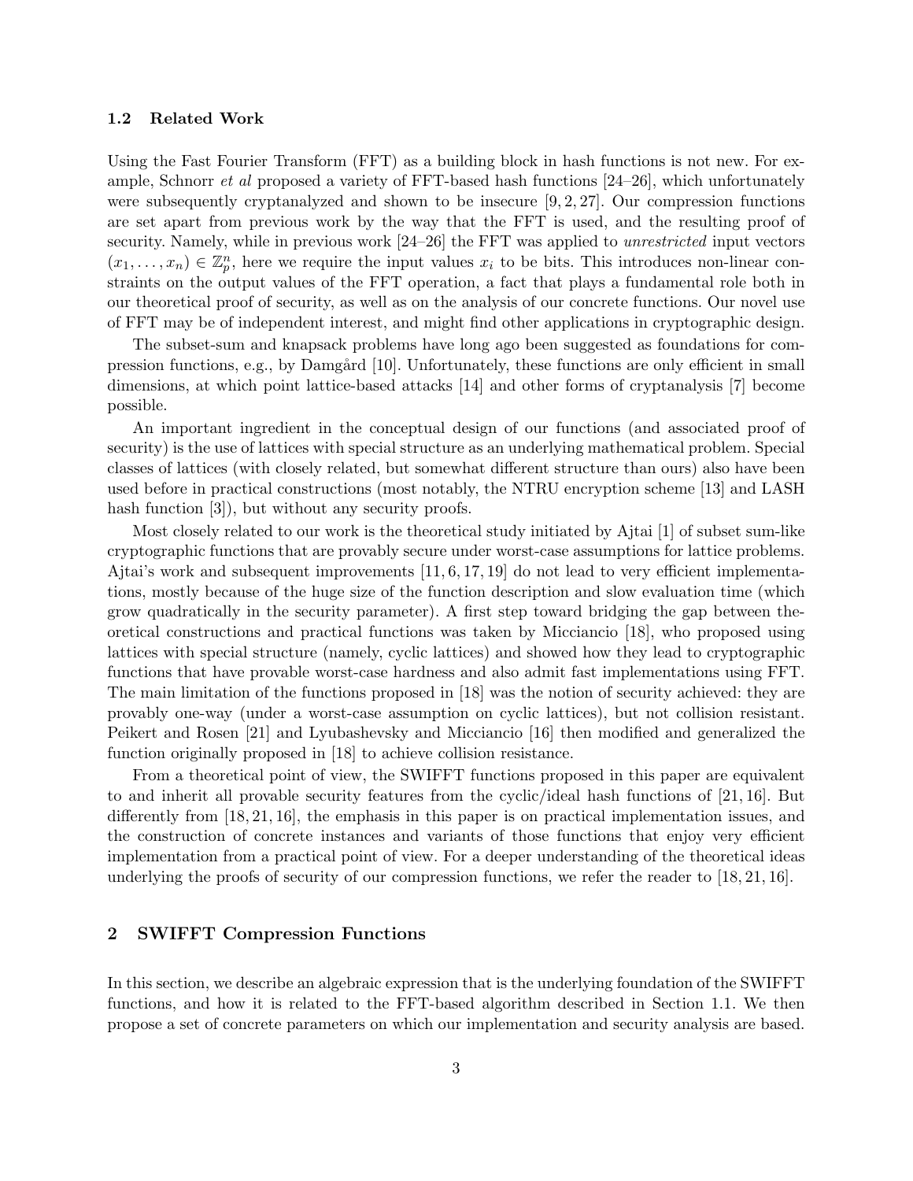### 1.2 Related Work

Using the Fast Fourier Transform (FFT) as a building block in hash functions is not new. For example, Schnorr *et al* proposed a variety of FFT-based hash functions [24–26], which unfortunately were subsequently cryptanalyzed and shown to be insecure [9, 2, 27]. Our compression functions are set apart from previous work by the way that the FFT is used, and the resulting proof of security. Namely, while in previous work [24–26] the FFT was applied to *unrestricted* input vectors $(x_1, \ldots, x_n) \in \mathbb{Z}_p^n$, here we require the input values $x_i$ to be bits. This introduces non-linear constraints on the output values of the FFT operation, a fact that plays a fundamental role both in our theoretical proof of security, as well as on the analysis of our concrete functions. Our novel use of FFT may be of independent interest, and might find other applications in cryptographic design.

The subset-sum and knapsack problems have long ago been suggested as foundations for compression functions, e.g., by Damgård [10]. Unfortunately, these functions are only efficient in small dimensions, at which point lattice-based attacks [14] and other forms of cryptanalysis [7] become possible.

An important ingredient in the conceptual design of our functions (and associated proof of security) is the use of lattices with special structure as an underlying mathematical problem. Special classes of lattices (with closely related, but somewhat different structure than ours) also have been used before in practical constructions (most notably, the NTRU encryption scheme [13] and LASH hash function [3]), but without any security proofs.

Most closely related to our work is the theoretical study initiated by Ajtai [1] of subset sum-like cryptographic functions that are provably secure under worst-case assumptions for lattice problems. Ajtai's work and subsequent improvements [11, 6, 17, 19] do not lead to very efficient implementations, mostly because of the huge size of the function description and slow evaluation time (which grow quadratically in the security parameter). A first step toward bridging the gap between theoretical constructions and practical functions was taken by Micciancio [18], who proposed using lattices with special structure (namely, cyclic lattices) and showed how they lead to cryptographic functions that have provable worst-case hardness and also admit fast implementations using FFT. The main limitation of the functions proposed in [18] was the notion of security achieved: they are provably one-way (under a worst-case assumption on cyclic lattices), but not collision resistant. Peikert and Rosen [21] and Lyubashevsky and Micciancio [16] then modified and generalized the function originally proposed in [18] to achieve collision resistance.

From a theoretical point of view, the SWIFFT functions proposed in this paper are equivalent to and inherit all provable security features from the cyclic/ideal hash functions of [21, 16]. But differently from [18, 21, 16], the emphasis in this paper is on practical implementation issues, and the construction of concrete instances and variants of those functions that enjoy very efficient implementation from a practical point of view. For a deeper understanding of the theoretical ideas underlying the proofs of security of our compression functions, we refer the reader to [18, 21, 16].

## 2 SWIFFT Compression Functions

In this section, we describe an algebraic expression that is the underlying foundation of the SWIFFT functions, and how it is related to the FFT-based algorithm described in Section 1.1. We then propose a set of concrete parameters on which our implementation and security analysis are based.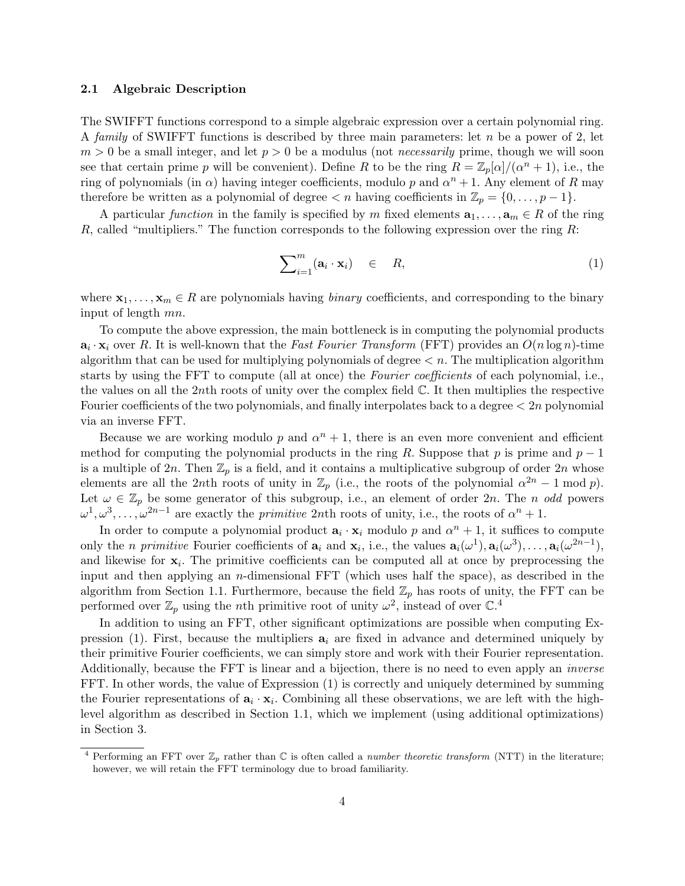### 2.1 Algebraic Description

The SWIFFT functions correspond to a simple algebraic expression over a certain polynomial ring. A *family* of SWIFFT functions is described by three main parameters: let $n$ be a power of 2, let $m > 0$ be a small integer, and let $p > 0$ be a modulus (not *necessarily* prime, though we will soon see that certain prime $p$ will be convenient). Define $R$ to be the ring $R = \mathbb{Z}_p[\alpha]/(\alpha^n + 1)$, i.e., the ring of polynomials (in $\alpha$) having integer coefficients, modulo $p$ and $\alpha^n + 1$. Any element of $R$ may therefore be written as a polynomial of degree $< n$ having coefficients in $\mathbb{Z}_p = \{0, \ldots, p-1\}$.

A particular *function* in the family is specified by $m$ fixed elements $\mathbf{a}_1, \ldots, \mathbf{a}_m \in R$ of the ring $R$, called "multipliers." The function corresponds to the following expression over the ring $R$:

$$\sum\nolimits_{i=1}^{m} (\mathbf{a}_i \cdot \mathbf{x}_i) \quad \in \quad R, \tag{1}$$

where $\mathbf{x}_1, \ldots, \mathbf{x}_m \in R$ are polynomials having *binary* coefficients, and corresponding to the binary input of length $mn$.

To compute the above expression, the main bottleneck is in computing the polynomial products $\mathbf{a}_i \cdot \mathbf{x}_i$ over $R$. It is well-known that the *Fast Fourier Transform* (FFT) provides an $O(n \log n)$-time algorithm that can be used for multiplying polynomials of degree $< n$. The multiplication algorithm starts by using the FFT to compute (all at once) the *Fourier coefficients* of each polynomial, i.e., the values on all the $2n$th roots of unity over the complex field $\mathbb{C}$. It then multiplies the respective Fourier coefficients of the two polynomials, and finally interpolates back to a degree $< 2n$ polynomial via an inverse FFT.

Because we are working modulo $p$ and $\alpha^n + 1$, there is an even more convenient and efficient method for computing the polynomial products in the ring $R$. Suppose that $p$ is prime and $p - 1$ is a multiple of $2n$. Then $\mathbb{Z}_p$ is a field, and it contains a multiplicative subgroup of order $2n$ whose elements are all the $2n$th roots of unity in $\mathbb{Z}_p$ (i.e., the roots of the polynomial $\alpha^{2n} - 1 \bmod p$). Let $\omega \in \mathbb{Z}_p$ be some generator of this subgroup, i.e., an element of order $2n$. The $n$ *odd* powers $\omega^1, \omega^3, \ldots, \omega^{2n-1}$ are exactly the *primitive* $2n$th roots of unity, i.e., the roots of $\alpha^n + 1$.

In order to compute a polynomial product $\mathbf{a}_i \cdot \mathbf{x}_i$ modulo $p$ and $\alpha^n + 1$, it suffices to compute only the $n$ *primitive* Fourier coefficients of $\mathbf{a}_i$ and $\mathbf{x}_i$, i.e., the values $\mathbf{a}_i(\omega^1), \mathbf{a}_i(\omega^3), \ldots, \mathbf{a}_i(\omega^{2n-1})$, and likewise for $\mathbf{x}_i$. The primitive coefficients can be computed all at once by preprocessing the input and then applying an $n$-dimensional FFT (which uses half the space), as described in the algorithm from Section 1.1. Furthermore, because the field $\mathbb{Z}_p$ has roots of unity, the FFT can be performed over $\mathbb{Z}_p$ using the $n$th primitive root of unity $\omega^2$, instead of over $\mathbb{C}$.[4]

In addition to using an FFT, other significant optimizations are possible when computing Expression (1). First, because the multipliers $\mathbf{a}_i$ are fixed in advance and determined uniquely by their primitive Fourier coefficients, we can simply store and work with their Fourier representation. Additionally, because the FFT is linear and a bijection, there is no need to even apply an *inverse* FFT. In other words, the value of Expression (1) is correctly and uniquely determined by summing the Fourier representations of $\mathbf{a}_i \cdot \mathbf{x}_i$. Combining all these observations, we are left with the high-level algorithm as described in Section 1.1, which we implement (using additional optimizations) in Section 3.

[4] Performing an FFT over $\mathbb{Z}_p$ rather than $\mathbb{C}$ is often called a *number theoretic transform* (NTT) in the literature; however, we will retain the FFT terminology due to broad familiarity.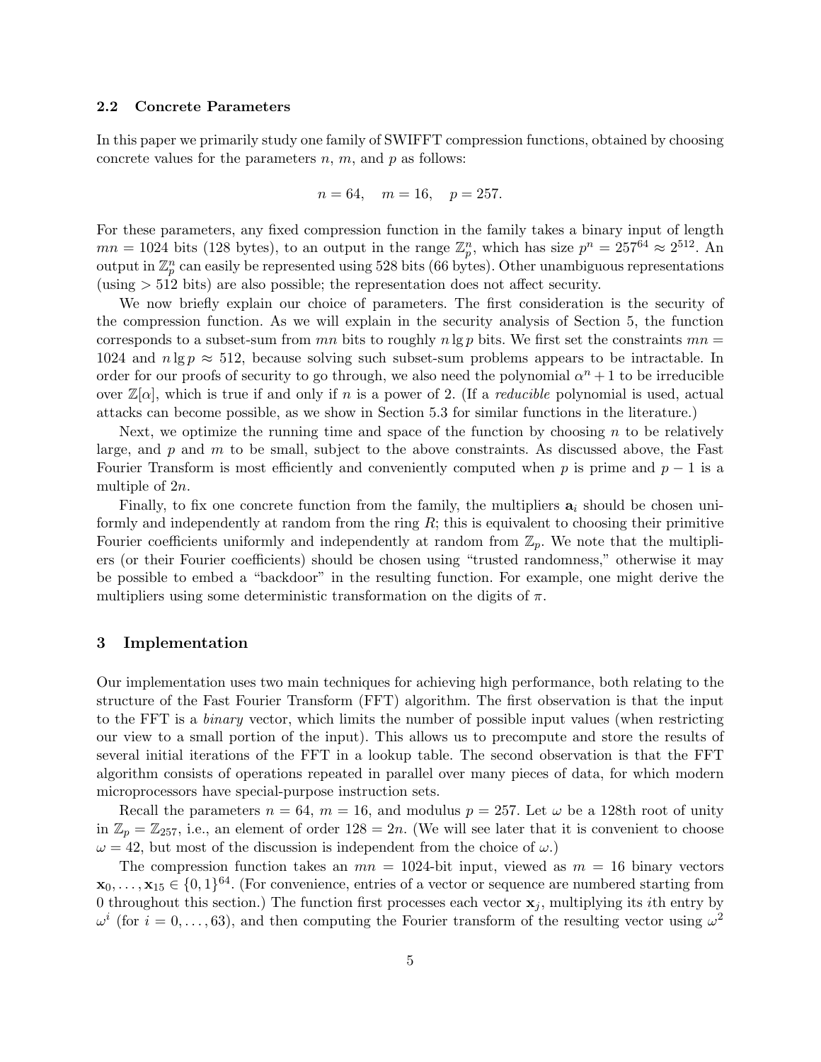### 2.2 Concrete Parameters

In this paper we primarily study one family of SWIFFT compression functions, obtained by choosing concrete values for the parameters $n$, $m$, and $p$ as follows:

$$n = 64, \quad m = 16, \quad p = 257.$$

For these parameters, any fixed compression function in the family takes a binary input of length $mn = 1024$ bits (128 bytes), to an output in the range $\mathbb{Z}_p^n$, which has size $p^n = 257^{64} \approx 2^{512}$. An output in $\mathbb{Z}_p^n$ can easily be represented using 528 bits (66 bytes). Other unambiguous representations (using $> 512$ bits) are also possible; the representation does not affect security.

We now briefly explain our choice of parameters. The first consideration is the security of the compression function. As we will explain in the security analysis of Section 5, the function corresponds to a subset-sum from $mn$ bits to roughly $n \lg p$ bits. We first set the constraints $mn = 1024$ and $n \lg p \approx 512$, because solving such subset-sum problems appears to be intractable. In order for our proofs of security to go through, we also need the polynomial $\alpha^n + 1$ to be irreducible over $\mathbb{Z}[\alpha]$, which is true if and only if $n$ is a power of 2. (If a *reducible* polynomial is used, actual attacks can become possible, as we show in Section 5.3 for similar functions in the literature.)

Next, we optimize the running time and space of the function by choosing $n$ to be relatively large, and $p$ and $m$ to be small, subject to the above constraints. As discussed above, the Fast Fourier Transform is most efficiently and conveniently computed when $p$ is prime and $p-1$ is a multiple of $2n$.

Finally, to fix one concrete function from the family, the multipliers $\mathbf{a}_i$ should be chosen uniformly and independently at random from the ring $R$; this is equivalent to choosing their primitive Fourier coefficients uniformly and independently at random from $\mathbb{Z}_p$. We note that the multipliers (or their Fourier coefficients) should be chosen using "trusted randomness," otherwise it may be possible to embed a "backdoor" in the resulting function. For example, one might derive the multipliers using some deterministic transformation on the digits of $\pi$.

## 3 Implementation

Our implementation uses two main techniques for achieving high performance, both relating to the structure of the Fast Fourier Transform (FFT) algorithm. The first observation is that the input to the FFT is a *binary* vector, which limits the number of possible input values (when restricting our view to a small portion of the input). This allows us to precompute and store the results of several initial iterations of the FFT in a lookup table. The second observation is that the FFT algorithm consists of operations repeated in parallel over many pieces of data, for which modern microprocessors have special-purpose instruction sets.

Recall the parameters $n = 64$, $m = 16$, and modulus $p = 257$. Let $\omega$ be a 128th root of unity in $\mathbb{Z}_p = \mathbb{Z}_{257}$, i.e., an element of order $128 = 2n$. (We will see later that it is convenient to choose $\omega = 42$, but most of the discussion is independent from the choice of $\omega$.)

The compression function takes an $mn = 1024$-bit input, viewed as $m = 16$ binary vectors $\mathbf{x}_0, \ldots, \mathbf{x}_{15} \in \{0,1\}^{64}$. (For convenience, entries of a vector or sequence are numbered starting from 0 throughout this section.) The function first processes each vector $\mathbf{x}_j$, multiplying its $i$th entry by $\omega^i$ (for $i = 0, \ldots, 63$), and then computing the Fourier transform of the resulting vector using $\omega^2$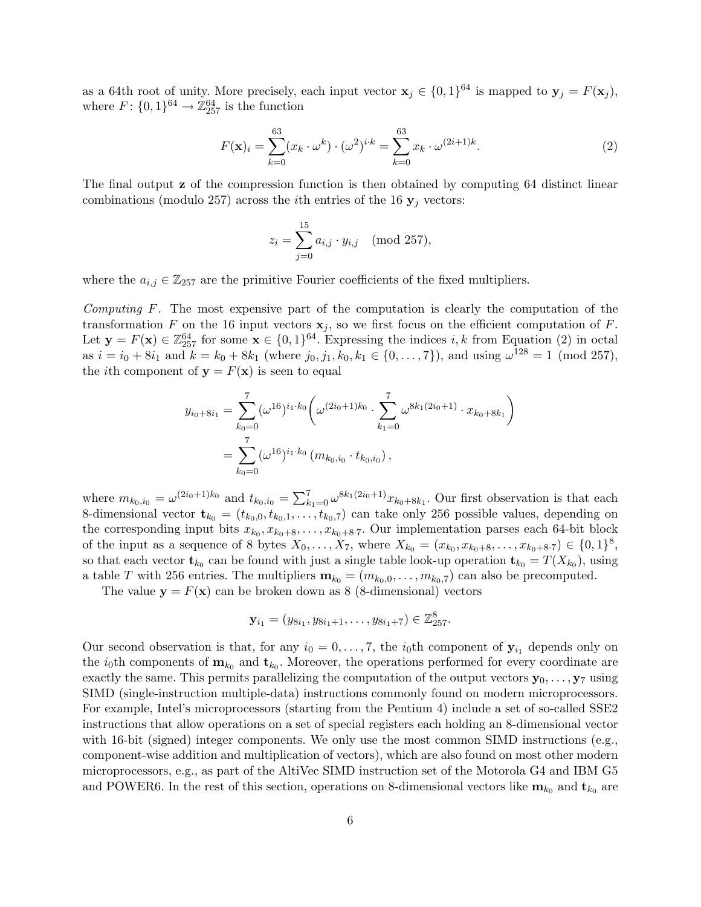as a 64th root of unity. More precisely, each input vector $\mathbf{x}_j \in \{0,1\}^{64}$ is mapped to $\mathbf{y}_j = F(\mathbf{x}_j)$, where $F\colon \{0,1\}^{64} \to \mathbb{Z}_{257}^{64}$ is the function

$$F(\mathbf{x})_i = \sum_{k=0}^{63} (x_k \cdot \omega^k) \cdot (\omega^2)^{i \cdot k} = \sum_{k=0}^{63} x_k \cdot \omega^{(2i+1)k}. \tag{2}$$

The final output $\mathbf{z}$ of the compression function is then obtained by computing 64 distinct linear combinations (modulo 257) across the $i$th entries of the 16 $\mathbf{y}_j$ vectors:

$$z_i = \sum_{j=0}^{15} a_{i,j} \cdot y_{i,j} \pmod{257},$$

where the $a_{i,j} \in \mathbb{Z}_{257}$ are the primitive Fourier coefficients of the fixed multipliers.

*Computing $F$.* The most expensive part of the computation is clearly the computation of the transformation $F$ on the 16 input vectors $\mathbf{x}_j$, so we first focus on the efficient computation of $F$. Let $\mathbf{y} = F(\mathbf{x}) \in \mathbb{Z}_{257}^{64}$ for some $\mathbf{x} \in \{0,1\}^{64}$. Expressing the indices $i, k$ from Equation (2) in octal as $i = i_0 + 8i_1$ and $k = k_0 + 8k_1$ (where $j_0, j_1, k_0, k_1 \in \{0, \dots, 7\}$), and using $\omega^{128} = 1 \pmod{257}$, the $i$th component of $\mathbf{y} = F(\mathbf{x})$ is seen to equal

$$\begin{aligned}
y_{i_0+8i_1} &= \sum_{k_0=0}^{7} (\omega^{16})^{i_1 \cdot k_0} \left( \omega^{(2i_0+1)k_0} \cdot \sum_{k_1=0}^{7} \omega^{8k_1(2i_0+1)} \cdot x_{k_0+8k_1} \right) \\
&= \sum_{k_0=0}^{7} (\omega^{16})^{i_1 \cdot k_0} \left( m_{k_0,i_0} \cdot t_{k_0,i_0} \right),
\end{aligned}$$

where $m_{k_0,i_0} = \omega^{(2i_0+1)k_0}$ and $t_{k_0,i_0} = \sum_{k_1=0}^{7} \omega^{8k_1(2i_0+1)} x_{k_0+8k_1}$. Our first observation is that each 8-dimensional vector $\mathbf{t}_{k_0} = (t_{k_0,0}, t_{k_0,1}, \dots, t_{k_0,7})$ can take only 256 possible values, depending on the corresponding input bits $x_{k_0}, x_{k_0+8}, \dots, x_{k_0+8\cdot 7}$. Our implementation parses each 64-bit block of the input as a sequence of 8 bytes $X_0, \dots, X_7$, where $X_{k_0} = (x_{k_0}, x_{k_0+8}, \dots, x_{k_0+8\cdot 7}) \in \{0,1\}^8$, so that each vector $\mathbf{t}_{k_0}$ can be found with just a single table look-up operation $\mathbf{t}_{k_0} = T(X_{k_0})$, using a table $T$ with 256 entries. The multipliers $\mathbf{m}_{k_0} = (m_{k_0,0}, \dots, m_{k_0,7})$ can also be precomputed.

The value $\mathbf{y} = F(\mathbf{x})$ can be broken down as 8 (8-dimensional) vectors

$$\mathbf{y}_{i_1} = (y_{8i_1}, y_{8i_1+1}, \dots, y_{8i_1+7}) \in \mathbb{Z}_{257}^{8}.$$

Our second observation is that, for any $i_0 = 0, \dots, 7$, the $i_0$th component of $\mathbf{y}_{i_1}$ depends only on the $i_0$th components of $\mathbf{m}_{k_0}$ and $\mathbf{t}_{k_0}$. Moreover, the operations performed for every coordinate are exactly the same. This permits parallelizing the computation of the output vectors $\mathbf{y}_0, \dots, \mathbf{y}_7$ using SIMD (single-instruction multiple-data) instructions commonly found on modern microprocessors. For example, Intel's microprocessors (starting from the Pentium 4) include a set of so-called SSE2 instructions that allow operations on a set of special registers each holding an 8-dimensional vector with 16-bit (signed) integer components. We only use the most common SIMD instructions (e.g., component-wise addition and multiplication of vectors), which are also found on most other modern microprocessors, e.g., as part of the AltiVec SIMD instruction set of the Motorola G4 and IBM G5 and POWER6. In the rest of this section, operations on 8-dimensional vectors like $\mathbf{m}_{k_0}$ and $\mathbf{t}_{k_0}$ are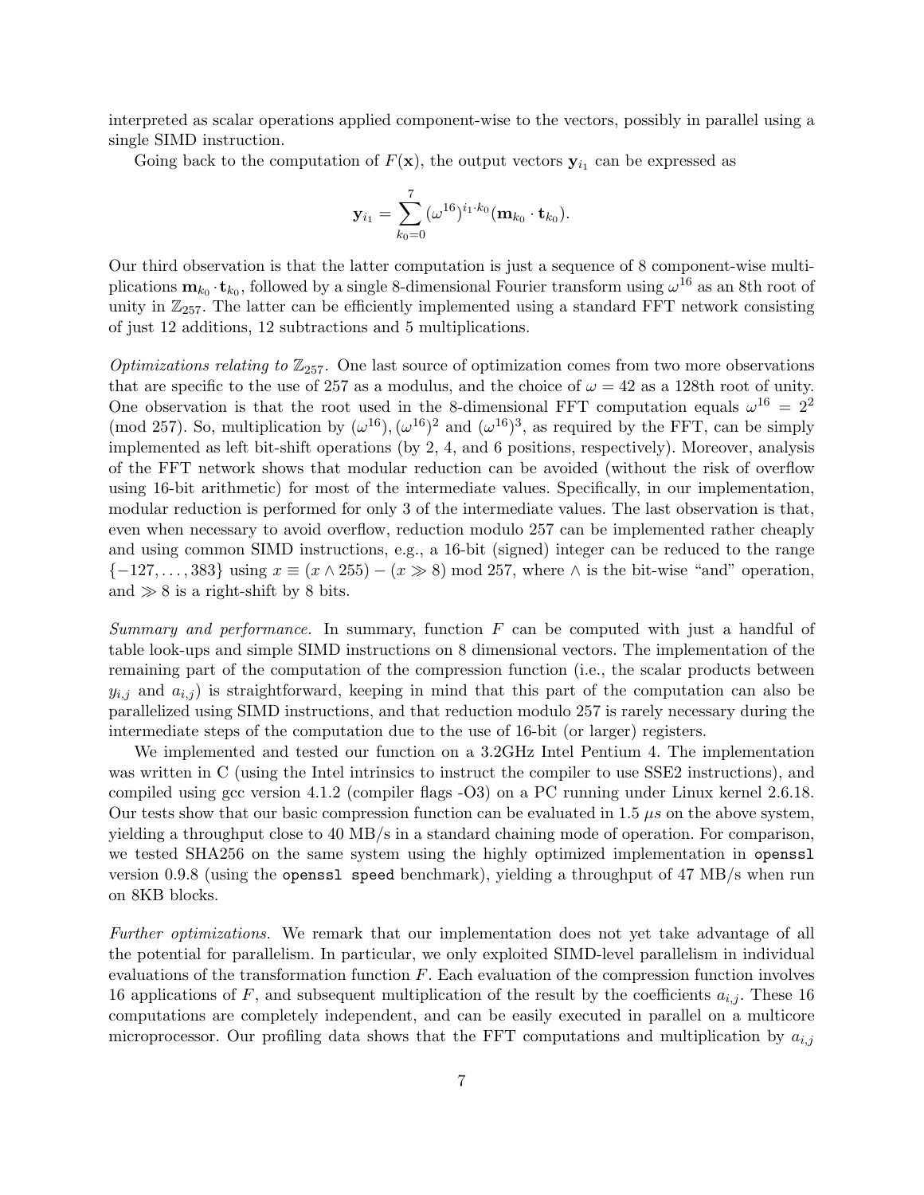interpreted as scalar operations applied component-wise to the vectors, possibly in parallel using a single SIMD instruction.

Going back to the computation of $F(\mathbf{x})$, the output vectors $\mathbf{y}_{i_1}$ can be expressed as

$$\mathbf{y}_{i_1} = \sum_{k_0=0}^{7} (\omega^{16})^{i_1 \cdot k_0} (\mathbf{m}_{k_0} \cdot \mathbf{t}_{k_0}).$$

Our third observation is that the latter computation is just a sequence of 8 component-wise multiplications $\mathbf{m}_{k_0} \cdot \mathbf{t}_{k_0}$, followed by a single 8-dimensional Fourier transform using $\omega^{16}$ as an 8th root of unity in $\mathbb{Z}_{257}$. The latter can be efficiently implemented using a standard FFT network consisting of just 12 additions, 12 subtractions and 5 multiplications.

*Optimizations relating to $\mathbb{Z}_{257}$.* One last source of optimization comes from two more observations that are specific to the use of 257 as a modulus, and the choice of $\omega = 42$ as a 128th root of unity. One observation is that the root used in the 8-dimensional FFT computation equals $\omega^{16} = 2^2 \pmod{257}$. So, multiplication by $(\omega^{16}), (\omega^{16})^2$ and $(\omega^{16})^3$, as required by the FFT, can be simply implemented as left bit-shift operations (by 2, 4, and 6 positions, respectively). Moreover, analysis of the FFT network shows that modular reduction can be avoided (without the risk of overflow using 16-bit arithmetic) for most of the intermediate values. Specifically, in our implementation, modular reduction is performed for only 3 of the intermediate values. The last observation is that, even when necessary to avoid overflow, reduction modulo 257 can be implemented rather cheaply and using common SIMD instructions, e.g., a 16-bit (signed) integer can be reduced to the range $\{-127, \ldots, 383\}$ using $x \equiv (x \wedge 255) - (x \gg 8) \bmod 257$, where $\wedge$ is the bit-wise "and" operation, and $\gg 8$ is a right-shift by 8 bits.

*Summary and performance.* In summary, function $F$ can be computed with just a handful of table look-ups and simple SIMD instructions on 8 dimensional vectors. The implementation of the remaining part of the computation of the compression function (i.e., the scalar products between $y_{i,j}$ and $a_{i,j}$) is straightforward, keeping in mind that this part of the computation can also be parallelized using SIMD instructions, and that reduction modulo 257 is rarely necessary during the intermediate steps of the computation due to the use of 16-bit (or larger) registers.

We implemented and tested our function on a 3.2GHz Intel Pentium 4. The implementation was written in C (using the Intel intrinsics to instruct the compiler to use SSE2 instructions), and compiled using gcc version 4.1.2 (compiler flags -O3) on a PC running under Linux kernel 2.6.18. Our tests show that our basic compression function can be evaluated in 1.5 $\mu s$ on the above system, yielding a throughput close to 40 MB/s in a standard chaining mode of operation. For comparison, we tested SHA256 on the same system using the highly optimized implementation in `openssl` version 0.9.8 (using the `openssl speed` benchmark), yielding a throughput of 47 MB/s when run on 8KB blocks.

*Further optimizations.* We remark that our implementation does not yet take advantage of all the potential for parallelism. In particular, we only exploited SIMD-level parallelism in individual evaluations of the transformation function $F$. Each evaluation of the compression function involves 16 applications of $F$, and subsequent multiplication of the result by the coefficients $a_{i,j}$. These 16 computations are completely independent, and can be easily executed in parallel on a multicore microprocessor. Our profiling data shows that the FFT computations and multiplication by $a_{i,j}$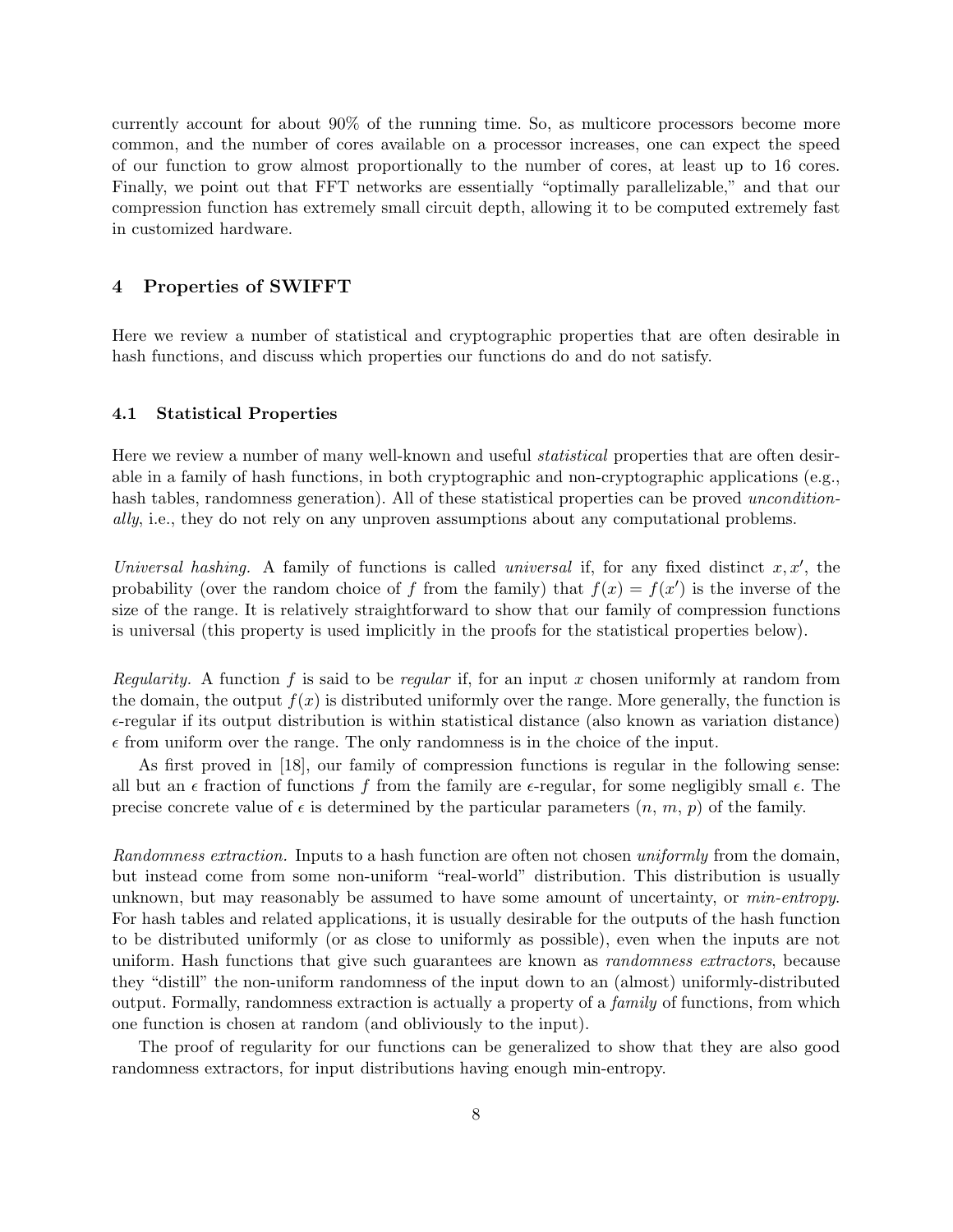currently account for about 90% of the running time. So, as multicore processors become more common, and the number of cores available on a processor increases, one can expect the speed of our function to grow almost proportionally to the number of cores, at least up to 16 cores. Finally, we point out that FFT networks are essentially "optimally parallelizable," and that our compression function has extremely small circuit depth, allowing it to be computed extremely fast in customized hardware.

## 4 Properties of SWIFFT

Here we review a number of statistical and cryptographic properties that are often desirable in hash functions, and discuss which properties our functions do and do not satisfy.

### 4.1 Statistical Properties

Here we review a number of many well-known and useful *statistical* properties that are often desirable in a family of hash functions, in both cryptographic and non-cryptographic applications (e.g., hash tables, randomness generation). All of these statistical properties can be proved *unconditionally*, i.e., they do not rely on any unproven assumptions about any computational problems.

*Universal hashing.* A family of functions is called *universal* if, for any fixed distinct $x, x'$, the probability (over the random choice of $f$ from the family) that $f(x) = f(x')$ is the inverse of the size of the range. It is relatively straightforward to show that our family of compression functions is universal (this property is used implicitly in the proofs for the statistical properties below).

*Regularity.* A function $f$ is said to be *regular* if, for an input $x$ chosen uniformly at random from the domain, the output $f(x)$ is distributed uniformly over the range. More generally, the function is $\epsilon$-regular if its output distribution is within statistical distance (also known as variation distance) $\epsilon$ from uniform over the range. The only randomness is in the choice of the input.

As first proved in [18], our family of compression functions is regular in the following sense: all but an $\epsilon$ fraction of functions $f$ from the family are $\epsilon$-regular, for some negligibly small $\epsilon$. The precise concrete value of $\epsilon$ is determined by the particular parameters ($n$, $m$, $p$) of the family.

*Randomness extraction.* Inputs to a hash function are often not chosen *uniformly* from the domain, but instead come from some non-uniform "real-world" distribution. This distribution is usually unknown, but may reasonably be assumed to have some amount of uncertainty, or *min-entropy.* For hash tables and related applications, it is usually desirable for the outputs of the hash function to be distributed uniformly (or as close to uniformly as possible), even when the inputs are not uniform. Hash functions that give such guarantees are known as *randomness extractors*, because they "distill" the non-uniform randomness of the input down to an (almost) uniformly-distributed output. Formally, randomness extraction is actually a property of a *family* of functions, from which one function is chosen at random (and obliviously to the input).

The proof of regularity for our functions can be generalized to show that they are also good randomness extractors, for input distributions having enough min-entropy.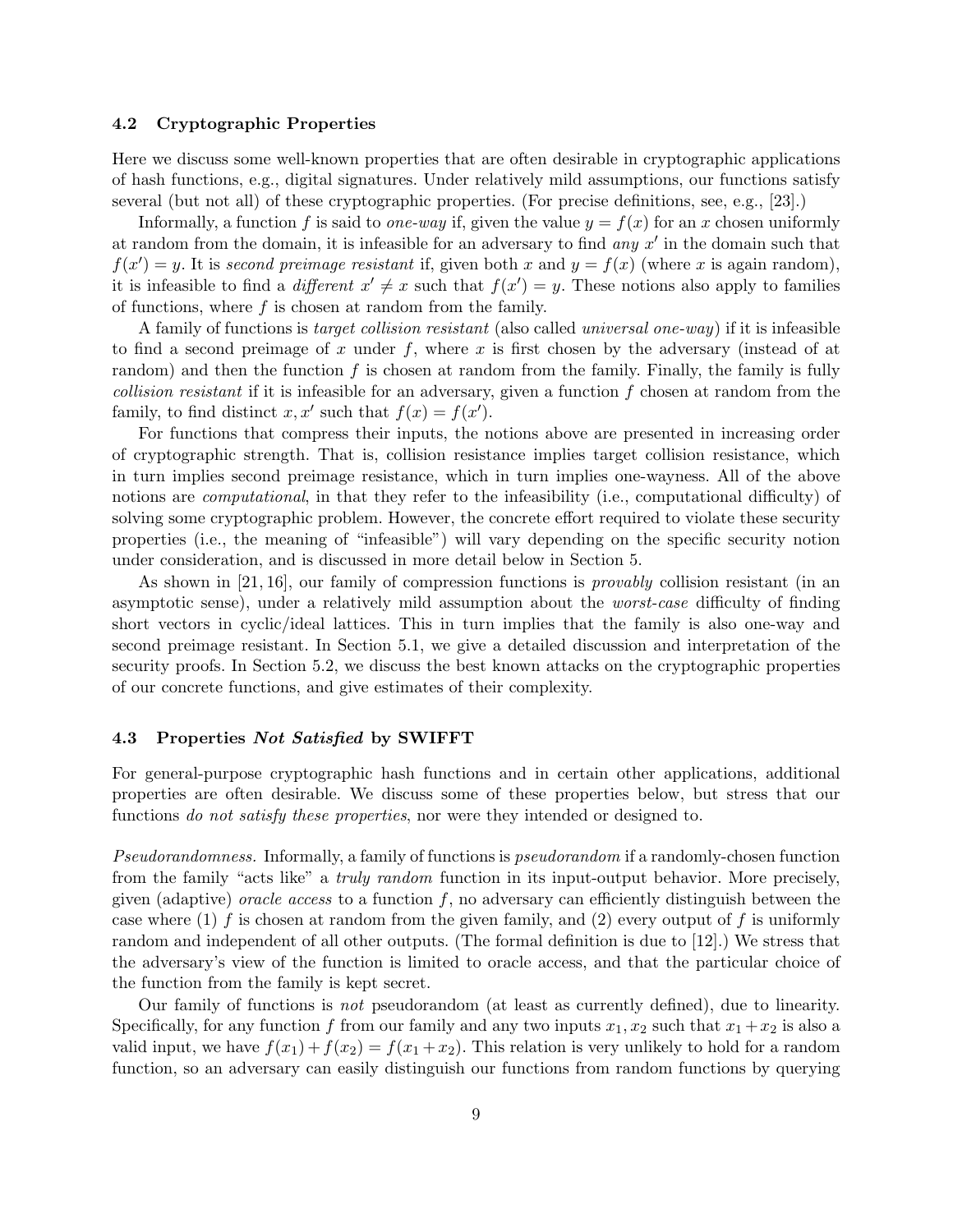### 4.2 Cryptographic Properties

Here we discuss some well-known properties that are often desirable in cryptographic applications of hash functions, e.g., digital signatures. Under relatively mild assumptions, our functions satisfy several (but not all) of these cryptographic properties. (For precise definitions, see, e.g., [23].)

Informally, a function $f$ is said to *one-way* if, given the value $y = f(x)$ for an $x$ chosen uniformly at random from the domain, it is infeasible for an adversary to find *any* $x'$ in the domain such that $f(x') = y$. It is *second preimage resistant* if, given both $x$ and $y = f(x)$ (where $x$ is again random), it is infeasible to find a *different* $x' \neq x$ such that $f(x') = y$. These notions also apply to families of functions, where $f$ is chosen at random from the family.

A family of functions is *target collision resistant* (also called *universal one-way*) if it is infeasible to find a second preimage of $x$ under $f$, where $x$ is first chosen by the adversary (instead of at random) and then the function $f$ is chosen at random from the family. Finally, the family is fully *collision resistant* if it is infeasible for an adversary, given a function $f$ chosen at random from the family, to find distinct $x, x'$ such that $f(x) = f(x')$.

For functions that compress their inputs, the notions above are presented in increasing order of cryptographic strength. That is, collision resistance implies target collision resistance, which in turn implies second preimage resistance, which in turn implies one-wayness. All of the above notions are *computational*, in that they refer to the infeasibility (i.e., computational difficulty) of solving some cryptographic problem. However, the concrete effort required to violate these security properties (i.e., the meaning of "infeasible") will vary depending on the specific security notion under consideration, and is discussed in more detail below in Section 5.

As shown in [21, 16], our family of compression functions is *provably* collision resistant (in an asymptotic sense), under a relatively mild assumption about the *worst-case* difficulty of finding short vectors in cyclic/ideal lattices. This in turn implies that the family is also one-way and second preimage resistant. In Section 5.1, we give a detailed discussion and interpretation of the security proofs. In Section 5.2, we discuss the best known attacks on the cryptographic properties of our concrete functions, and give estimates of their complexity.

### 4.3 Properties *Not Satisfied* by SWIFFT

For general-purpose cryptographic hash functions and in certain other applications, additional properties are often desirable. We discuss some of these properties below, but stress that our functions *do not satisfy these properties*, nor were they intended or designed to.

*Pseudorandomness.* Informally, a family of functions is *pseudorandom* if a randomly-chosen function from the family "acts like" a *truly random* function in its input-output behavior. More precisely, given (adaptive) *oracle access* to a function $f$, no adversary can efficiently distinguish between the case where (1) $f$ is chosen at random from the given family, and (2) every output of $f$ is uniformly random and independent of all other outputs. (The formal definition is due to [12].) We stress that the adversary's view of the function is limited to oracle access, and that the particular choice of the function from the family is kept secret.

Our family of functions is *not* pseudorandom (at least as currently defined), due to linearity. Specifically, for any function $f$ from our family and any two inputs $x_1, x_2$ such that $x_1 + x_2$ is also a valid input, we have $f(x_1) + f(x_2) = f(x_1 + x_2)$. This relation is very unlikely to hold for a random function, so an adversary can easily distinguish our functions from random functions by querying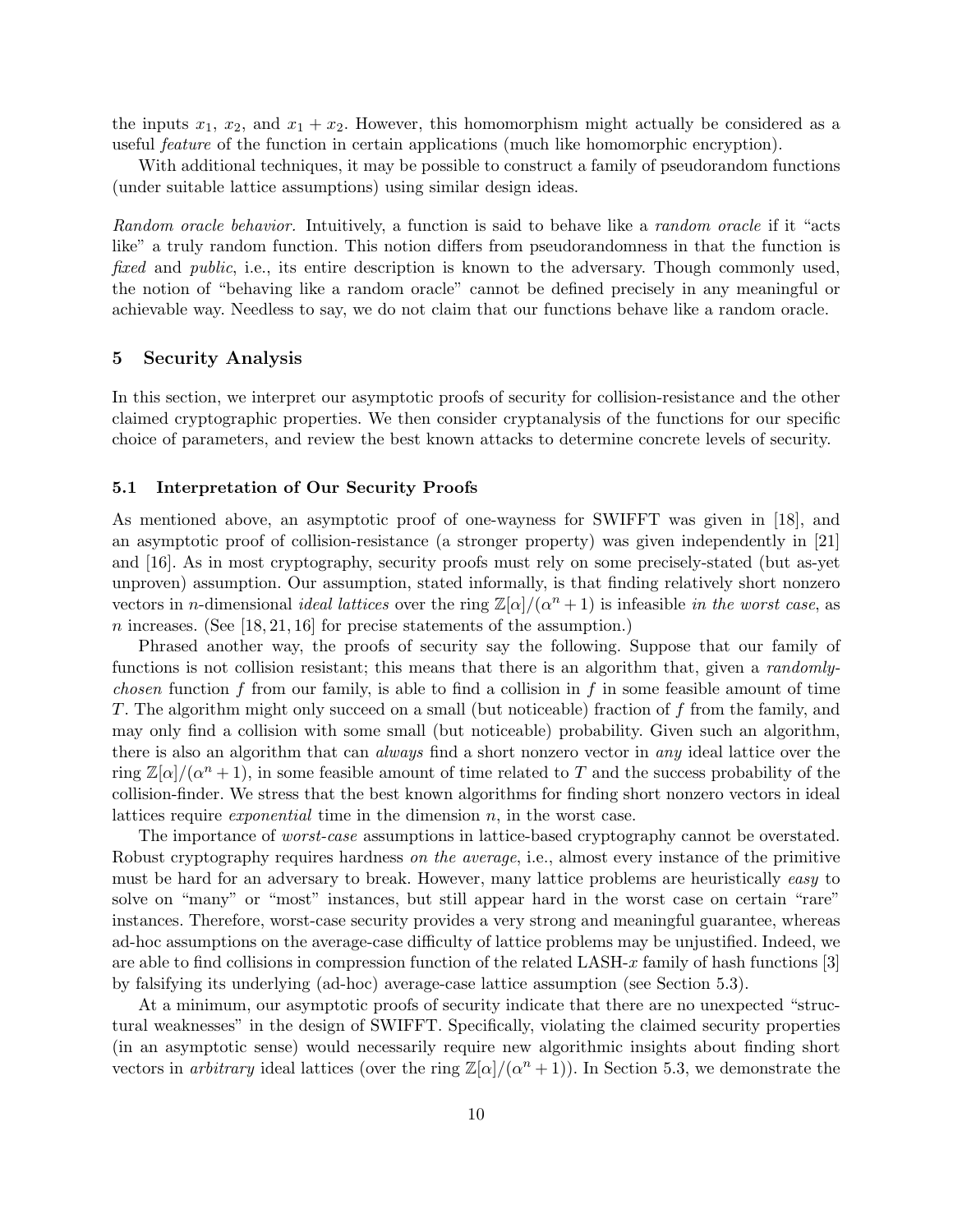the inputs $x_1$, $x_2$, and $x_1 + x_2$. However, this homomorphism might actually be considered as a useful *feature* of the function in certain applications (much like homomorphic encryption).

With additional techniques, it may be possible to construct a family of pseudorandom functions (under suitable lattice assumptions) using similar design ideas.

*Random oracle behavior.* Intuitively, a function is said to behave like a *random oracle* if it "acts like" a truly random function. This notion differs from pseudorandomness in that the function is *fixed* and *public*, i.e., its entire description is known to the adversary. Though commonly used, the notion of "behaving like a random oracle" cannot be defined precisely in any meaningful or achievable way. Needless to say, we do not claim that our functions behave like a random oracle.

## 5 Security Analysis

In this section, we interpret our asymptotic proofs of security for collision-resistance and the other claimed cryptographic properties. We then consider cryptanalysis of the functions for our specific choice of parameters, and review the best known attacks to determine concrete levels of security.

### 5.1 Interpretation of Our Security Proofs

As mentioned above, an asymptotic proof of one-wayness for SWIFFT was given in [18], and an asymptotic proof of collision-resistance (a stronger property) was given independently in [21] and [16]. As in most cryptography, security proofs must rely on some precisely-stated (but as-yet unproven) assumption. Our assumption, stated informally, is that finding relatively short nonzero vectors in $n$-dimensional *ideal lattices* over the ring $\mathbb{Z}[\alpha]/(\alpha^n + 1)$ is infeasible *in the worst case*, as $n$ increases. (See [18, 21, 16] for precise statements of the assumption.)

Phrased another way, the proofs of security say the following. Suppose that our family of functions is not collision resistant; this means that there is an algorithm that, given a *randomly-chosen* function $f$ from our family, is able to find a collision in $f$ in some feasible amount of time $T$. The algorithm might only succeed on a small (but noticeable) fraction of $f$ from the family, and may only find a collision with some small (but noticeable) probability. Given such an algorithm, there is also an algorithm that can *always* find a short nonzero vector in *any* ideal lattice over the ring $\mathbb{Z}[\alpha]/(\alpha^n + 1)$, in some feasible amount of time related to $T$ and the success probability of the collision-finder. We stress that the best known algorithms for finding short nonzero vectors in ideal lattices require *exponential* time in the dimension $n$, in the worst case.

The importance of *worst-case* assumptions in lattice-based cryptography cannot be overstated. Robust cryptography requires hardness *on the average*, i.e., almost every instance of the primitive must be hard for an adversary to break. However, many lattice problems are heuristically *easy* to solve on "many" or "most" instances, but still appear hard in the worst case on certain "rare" instances. Therefore, worst-case security provides a very strong and meaningful guarantee, whereas ad-hoc assumptions on the average-case difficulty of lattice problems may be unjustified. Indeed, we are able to find collisions in compression function of the related LASH-$x$ family of hash functions [3] by falsifying its underlying (ad-hoc) average-case lattice assumption (see Section 5.3).

At a minimum, our asymptotic proofs of security indicate that there are no unexpected "structural weaknesses" in the design of SWIFFT. Specifically, violating the claimed security properties (in an asymptotic sense) would necessarily require new algorithmic insights about finding short vectors in *arbitrary* ideal lattices (over the ring $\mathbb{Z}[\alpha]/(\alpha^n + 1)$). In Section 5.3, we demonstrate the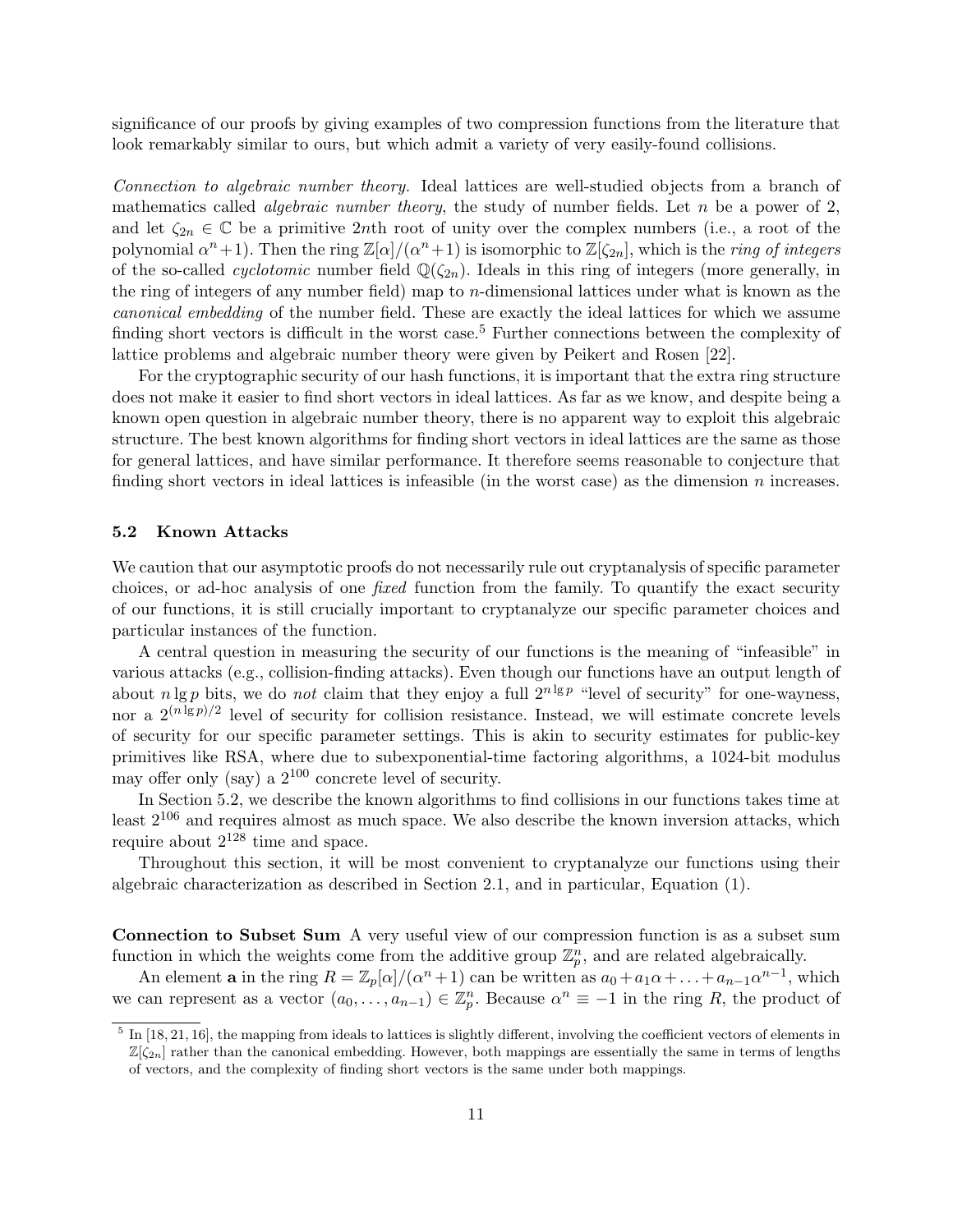significance of our proofs by giving examples of two compression functions from the literature that look remarkably similar to ours, but which admit a variety of very easily-found collisions.

*Connection to algebraic number theory.* Ideal lattices are well-studied objects from a branch of mathematics called *algebraic number theory*, the study of number fields. Let $n$ be a power of 2, and let $\zeta_{2n} \in \mathbb{C}$ be a primitive $2n$th root of unity over the complex numbers (i.e., a root of the polynomial $\alpha^n + 1$). Then the ring $\mathbb{Z}[\alpha]/(\alpha^n + 1)$ is isomorphic to $\mathbb{Z}[\zeta_{2n}]$, which is the *ring of integers* of the so-called *cyclotomic* number field $\mathbb{Q}(\zeta_{2n})$. Ideals in this ring of integers (more generally, in the ring of integers of any number field) map to $n$-dimensional lattices under what is known as the *canonical embedding* of the number field. These are exactly the ideal lattices for which we assume finding short vectors is difficult in the worst case.[5] Further connections between the complexity of lattice problems and algebraic number theory were given by Peikert and Rosen [22].

For the cryptographic security of our hash functions, it is important that the extra ring structure does not make it easier to find short vectors in ideal lattices. As far as we know, and despite being a known open question in algebraic number theory, there is no apparent way to exploit this algebraic structure. The best known algorithms for finding short vectors in ideal lattices are the same as those for general lattices, and have similar performance. It therefore seems reasonable to conjecture that finding short vectors in ideal lattices is infeasible (in the worst case) as the dimension $n$ increases.

### 5.2 Known Attacks

We caution that our asymptotic proofs do not necessarily rule out cryptanalysis of specific parameter choices, or ad-hoc analysis of one *fixed* function from the family. To quantify the exact security of our functions, it is still crucially important to cryptanalyze our specific parameter choices and particular instances of the function.

A central question in measuring the security of our functions is the meaning of "infeasible" in various attacks (e.g., collision-finding attacks). Even though our functions have an output length of about $n \lg p$ bits, we do *not* claim that they enjoy a full $2^{n \lg p}$ "level of security" for one-wayness, nor a $2^{(n \lg p)/2}$ level of security for collision resistance. Instead, we will estimate concrete levels of security for our specific parameter settings. This is akin to security estimates for public-key primitives like RSA, where due to subexponential-time factoring algorithms, a 1024-bit modulus may offer only (say) a $2^{100}$ concrete level of security.

In Section 5.2, we describe the known algorithms to find collisions in our functions takes time at least $2^{106}$ and requires almost as much space. We also describe the known inversion attacks, which require about $2^{128}$ time and space.

Throughout this section, it will be most convenient to cryptanalyze our functions using their algebraic characterization as described in Section 2.1, and in particular, Equation (1).

**Connection to Subset Sum** A very useful view of our compression function is as a subset sum function in which the weights come from the additive group $\mathbb{Z}_p^n$, and are related algebraically.

An element $\mathbf{a}$ in the ring $R = \mathbb{Z}_p[\alpha]/(\alpha^n + 1)$ can be written as $a_0 + a_1\alpha + \ldots + a_{n-1}\alpha^{n-1}$, which we can represent as a vector $(a_0, \ldots, a_{n-1}) \in \mathbb{Z}_p^n$. Because $\alpha^n \equiv -1$ in the ring $R$, the product of

[5] In [18, 21, 16], the mapping from ideals to lattices is slightly different, involving the coefficient vectors of elements in $\mathbb{Z}[\zeta_{2n}]$ rather than the canonical embedding. However, both mappings are essentially the same in terms of lengths of vectors, and the complexity of finding short vectors is the same under both mappings.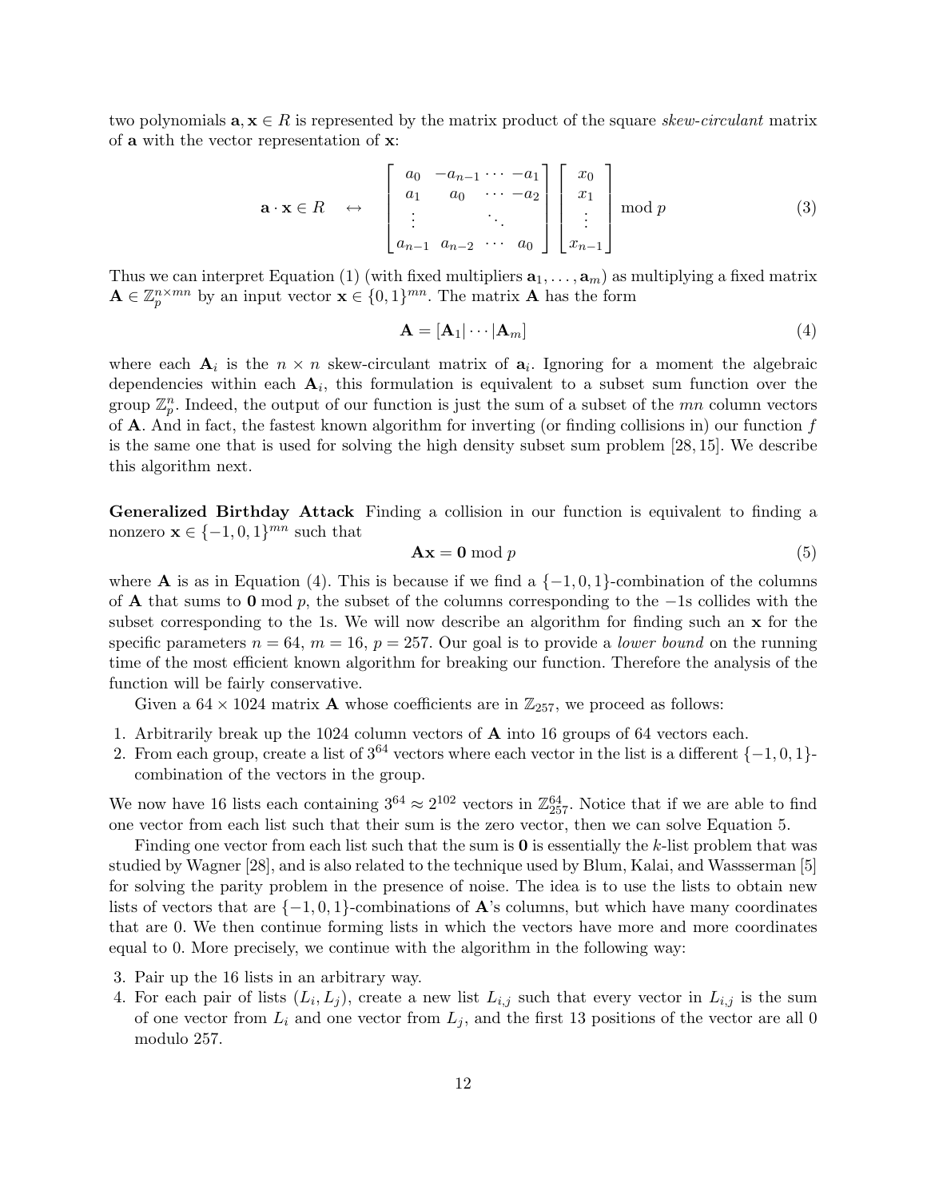two polynomials $\mathbf{a}, \mathbf{x} \in R$ is represented by the matrix product of the square *skew-circulant* matrix of $\mathbf{a}$ with the vector representation of $\mathbf{x}$:

$$
\mathbf{a} \cdot \mathbf{x} \in R \quad \leftrightarrow \quad \begin{bmatrix} a_0 & -a_{n-1} & \cdots & -a_1 \\ a_1 & a_0 & \cdots & -a_2 \\ \vdots & & \ddots & \\ a_{n-1} & a_{n-2} & \cdots & a_0 \end{bmatrix} \begin{bmatrix} x_0 \\ x_1 \\ \vdots \\ x_{n-1} \end{bmatrix} \bmod p \tag{3}
$$

Thus we can interpret Equation (1) (with fixed multipliers $\mathbf{a}_1, \ldots, \mathbf{a}_m$) as multiplying a fixed matrix $\mathbf{A} \in \mathbb{Z}_p^{n \times mn}$ by an input vector $\mathbf{x} \in \{0,1\}^{mn}$. The matrix $\mathbf{A}$ has the form

$$
\mathbf{A} = [\mathbf{A}_1 | \cdots | \mathbf{A}_m] \tag{4}
$$

where each $\mathbf{A}_i$ is the $n \times n$ skew-circulant matrix of $\mathbf{a}_i$. Ignoring for a moment the algebraic dependencies within each $\mathbf{A}_i$, this formulation is equivalent to a subset sum function over the group $\mathbb{Z}_p^n$. Indeed, the output of our function is just the sum of a subset of the $mn$ column vectors of $\mathbf{A}$. And in fact, the fastest known algorithm for inverting (or finding collisions in) our function $f$ is the same one that is used for solving the high density subset sum problem [28, 15]. We describe this algorithm next.

**Generalized Birthday Attack** Finding a collision in our function is equivalent to finding a nonzero $\mathbf{x} \in \{-1,0,1\}^{mn}$ such that

$$
\mathbf{A}\mathbf{x} = \mathbf{0} \bmod p \tag{5}
$$

where $\mathbf{A}$ is as in Equation (4). This is because if we find a $\{-1,0,1\}$-combination of the columns of $\mathbf{A}$ that sums to $\mathbf{0} \bmod p$, the subset of the columns corresponding to the $-1$s collides with the subset corresponding to the 1s. We will now describe an algorithm for finding such an $\mathbf{x}$ for the specific parameters $n = 64$, $m = 16$, $p = 257$. Our goal is to provide a *lower bound* on the running time of the most efficient known algorithm for breaking our function. Therefore the analysis of the function will be fairly conservative.

Given a $64 \times 1024$ matrix $\mathbf{A}$ whose coefficients are in $\mathbb{Z}_{257}$, we proceed as follows:

1. Arbitrarily break up the 1024 column vectors of $\mathbf{A}$ into 16 groups of 64 vectors each.
2. From each group, create a list of $3^{64}$ vectors where each vector in the list is a different $\{-1,0,1\}$-combination of the vectors in the group.

We now have 16 lists each containing $3^{64} \approx 2^{102}$ vectors in $\mathbb{Z}_{257}^{64}$. Notice that if we are able to find one vector from each list such that their sum is the zero vector, then we can solve Equation 5.

Finding one vector from each list such that the sum is $\mathbf{0}$ is essentially the $k$-list problem that was studied by Wagner [28], and is also related to the technique used by Blum, Kalai, and Wassserman [5] for solving the parity problem in the presence of noise. The idea is to use the lists to obtain new lists of vectors that are $\{-1,0,1\}$-combinations of $\mathbf{A}$'s columns, but which have many coordinates that are 0. We then continue forming lists in which the vectors have more and more coordinates equal to 0. More precisely, we continue with the algorithm in the following way:

3. Pair up the 16 lists in an arbitrary way.
4. For each pair of lists $(L_i, L_j)$, create a new list $L_{i,j}$ such that every vector in $L_{i,j}$ is the sum of one vector from $L_i$ and one vector from $L_j$, and the first 13 positions of the vector are all 0 modulo 257.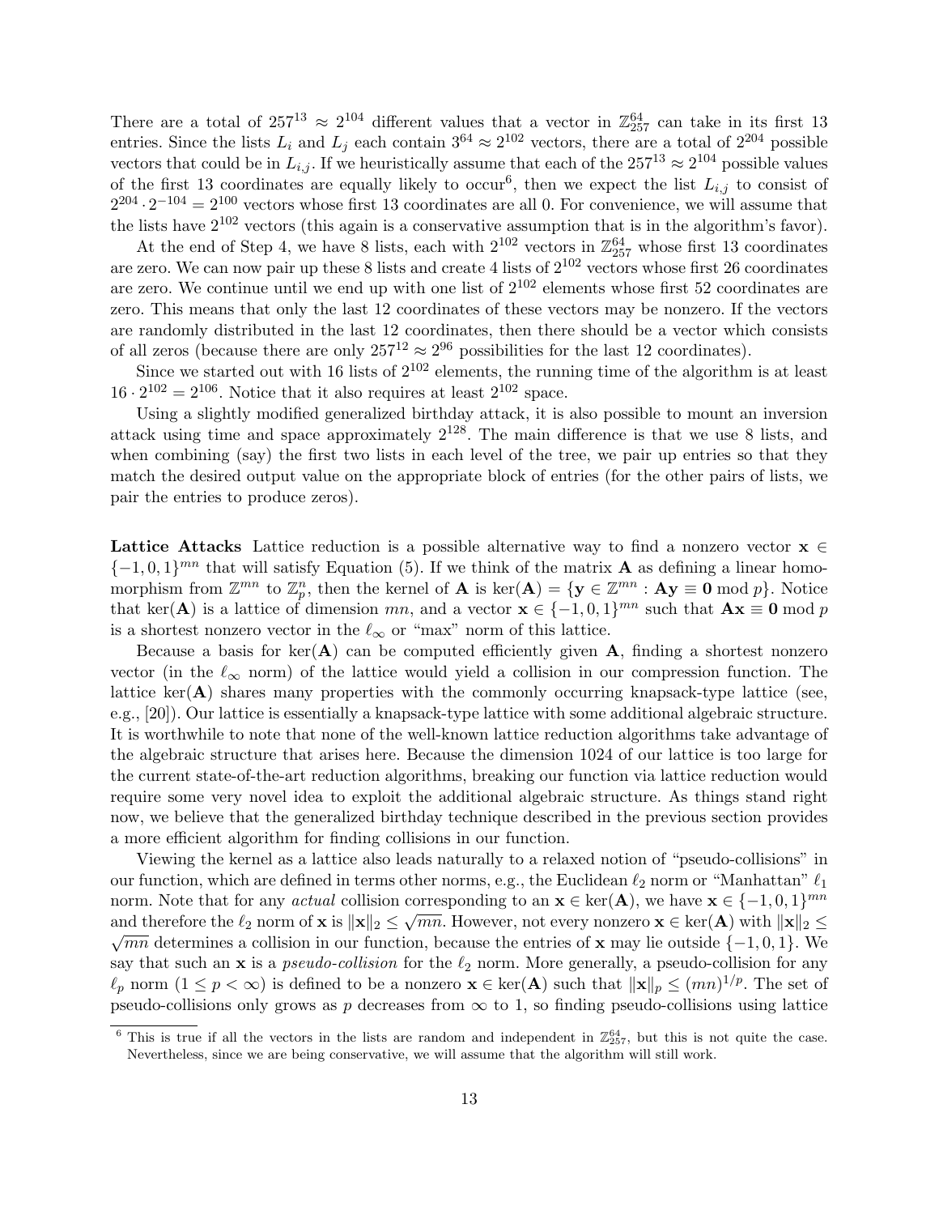There are a total of $257^{13} \approx 2^{104}$ different values that a vector in $\mathbb{Z}_{257}^{64}$ can take in its first 13 entries. Since the lists $L_i$ and $L_j$ each contain $3^{64} \approx 2^{102}$ vectors, there are a total of $2^{204}$ possible vectors that could be in $L_{i,j}$. If we heuristically assume that each of the $257^{13} \approx 2^{104}$ possible values of the first 13 coordinates are equally likely to occur[6], then we expect the list $L_{i,j}$ to consist of $2^{204} \cdot 2^{-104} = 2^{100}$ vectors whose first 13 coordinates are all 0. For convenience, we will assume that the lists have $2^{102}$ vectors (this again is a conservative assumption that is in the algorithm's favor).

At the end of Step 4, we have 8 lists, each with $2^{102}$ vectors in $\mathbb{Z}_{257}^{64}$ whose first 13 coordinates are zero. We can now pair up these 8 lists and create 4 lists of $2^{102}$ vectors whose first 26 coordinates are zero. We continue until we end up with one list of $2^{102}$ elements whose first 52 coordinates are zero. This means that only the last 12 coordinates of these vectors may be nonzero. If the vectors are randomly distributed in the last 12 coordinates, then there should be a vector which consists of all zeros (because there are only $257^{12} \approx 2^{96}$ possibilities for the last 12 coordinates).

Since we started out with 16 lists of $2^{102}$ elements, the running time of the algorithm is at least $16 \cdot 2^{102} = 2^{106}$. Notice that it also requires at least $2^{102}$ space.

Using a slightly modified generalized birthday attack, it is also possible to mount an inversion attack using time and space approximately $2^{128}$. The main difference is that we use 8 lists, and when combining (say) the first two lists in each level of the tree, we pair up entries so that they match the desired output value on the appropriate block of entries (for the other pairs of lists, we pair the entries to produce zeros).

**Lattice Attacks** Lattice reduction is a possible alternative way to find a nonzero vector $\mathbf{x} \in \{-1, 0, 1\}^{mn}$ that will satisfy Equation (5). If we think of the matrix $\mathbf{A}$ as defining a linear homomorphism from $\mathbb{Z}^{mn}$ to $\mathbb{Z}_p^n$, then the kernel of $\mathbf{A}$ is $\ker(\mathbf{A}) = \{\mathbf{y} \in \mathbb{Z}^{mn} : \mathbf{A}\mathbf{y} \equiv \mathbf{0} \bmod p\}$. Notice that $\ker(\mathbf{A})$ is a lattice of dimension $mn$, and a vector $\mathbf{x} \in \{-1, 0, 1\}^{mn}$ such that $\mathbf{A}\mathbf{x} \equiv \mathbf{0} \bmod p$ is a shortest nonzero vector in the $\ell_\infty$ or "max" norm of this lattice.

Because a basis for $\ker(\mathbf{A})$ can be computed efficiently given $\mathbf{A}$, finding a shortest nonzero vector (in the $\ell_\infty$ norm) of the lattice would yield a collision in our compression function. The lattice $\ker(\mathbf{A})$ shares many properties with the commonly occurring knapsack-type lattice (see, e.g., [20]). Our lattice is essentially a knapsack-type lattice with some additional algebraic structure. It is worthwhile to note that none of the well-known lattice reduction algorithms take advantage of the algebraic structure that arises here. Because the dimension 1024 of our lattice is too large for the current state-of-the-art reduction algorithms, breaking our function via lattice reduction would require some very novel idea to exploit the additional algebraic structure. As things stand right now, we believe that the generalized birthday technique described in the previous section provides a more efficient algorithm for finding collisions in our function.

Viewing the kernel as a lattice also leads naturally to a relaxed notion of "pseudo-collisions" in our function, which are defined in terms other norms, e.g., the Euclidean $\ell_2$ norm or "Manhattan" $\ell_1$ norm. Note that for any *actual* collision corresponding to an $\mathbf{x} \in \ker(\mathbf{A})$, we have $\mathbf{x} \in \{-1, 0, 1\}^{mn}$ and therefore the $\ell_2$ norm of $\mathbf{x}$ is $\|\mathbf{x}\|_2 \leq \sqrt{mn}$. However, not every nonzero $\mathbf{x} \in \ker(\mathbf{A})$ with $\|\mathbf{x}\|_2 \leq \sqrt{mn}$ determines a collision in our function, because the entries of $\mathbf{x}$ may lie outside $\{-1, 0, 1\}$. We say that such an $\mathbf{x}$ is a *pseudo-collision* for the $\ell_2$ norm. More generally, a pseudo-collision for any $\ell_p$ norm ($1 \leq p < \infty$) is defined to be a nonzero $\mathbf{x} \in \ker(\mathbf{A})$ such that $\|\mathbf{x}\|_p \leq (mn)^{1/p}$. The set of pseudo-collisions only grows as $p$ decreases from $\infty$ to 1, so finding pseudo-collisions using lattice

[6] This is true if all the vectors in the lists are random and independent in $\mathbb{Z}_{257}^{64}$, but this is not quite the case. Nevertheless, since we are being conservative, we will assume that the algorithm will still work.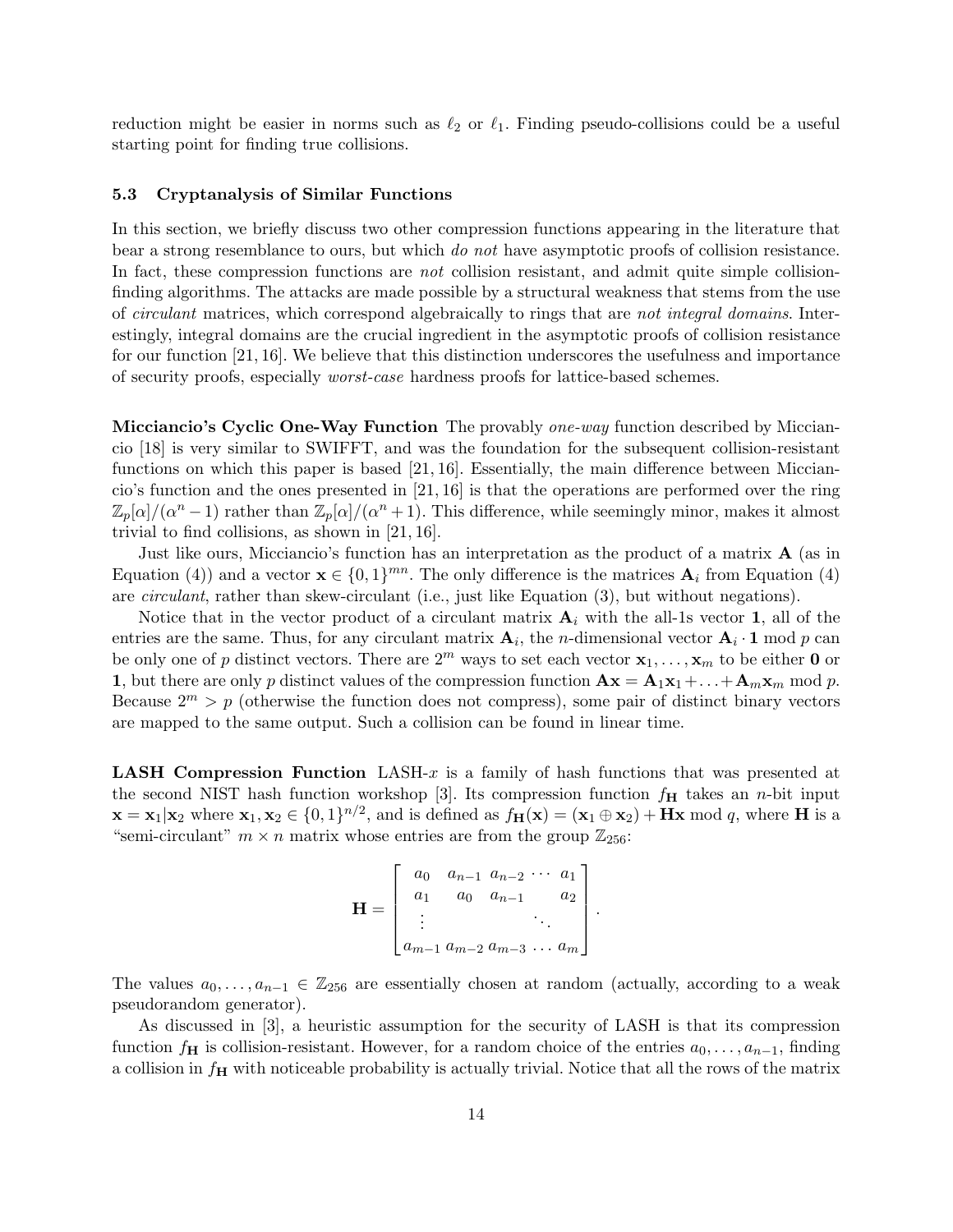reduction might be easier in norms such as $\ell_2$ or $\ell_1$. Finding pseudo-collisions could be a useful starting point for finding true collisions.

### 5.3 Cryptanalysis of Similar Functions

In this section, we briefly discuss two other compression functions appearing in the literature that bear a strong resemblance to ours, but which *do not* have asymptotic proofs of collision resistance. In fact, these compression functions are *not* collision resistant, and admit quite simple collision-finding algorithms. The attacks are made possible by a structural weakness that stems from the use of *circulant* matrices, which correspond algebraically to rings that are *not integral domains*. Interestingly, integral domains are the crucial ingredient in the asymptotic proofs of collision resistance for our function [21, 16]. We believe that this distinction underscores the usefulness and importance of security proofs, especially *worst-case* hardness proofs for lattice-based schemes.

**Micciancio's Cyclic One-Way Function** The provably *one-way* function described by Micciancio [18] is very similar to SWIFFT, and was the foundation for the subsequent collision-resistant functions on which this paper is based [21, 16]. Essentially, the main difference between Micciancio's function and the ones presented in [21, 16] is that the operations are performed over the ring $\mathbb{Z}_p[\alpha]/(\alpha^n - 1)$ rather than $\mathbb{Z}_p[\alpha]/(\alpha^n + 1)$. This difference, while seemingly minor, makes it almost trivial to find collisions, as shown in [21, 16].

Just like ours, Micciancio's function has an interpretation as the product of a matrix $\mathbf{A}$ (as in Equation (4)) and a vector $\mathbf{x} \in \{0,1\}^{mn}$. The only difference is the matrices $\mathbf{A}_i$ from Equation (4) are *circulant*, rather than skew-circulant (i.e., just like Equation (3), but without negations).

Notice that in the vector product of a circulant matrix $\mathbf{A}_i$ with the all-1s vector $\mathbf{1}$, all of the entries are the same. Thus, for any circulant matrix $\mathbf{A}_i$, the $n$-dimensional vector $\mathbf{A}_i \cdot \mathbf{1} \bmod p$ can be only one of $p$ distinct vectors. There are $2^m$ ways to set each vector $\mathbf{x}_1, \ldots, \mathbf{x}_m$ to be either $\mathbf{0}$ or $\mathbf{1}$, but there are only $p$ distinct values of the compression function $\mathbf{A}\mathbf{x} = \mathbf{A}_1\mathbf{x}_1 + \ldots + \mathbf{A}_m\mathbf{x}_m \bmod p$. Because $2^m > p$ (otherwise the function does not compress), some pair of distinct binary vectors are mapped to the same output. Such a collision can be found in linear time.

**LASH Compression Function** LASH-$x$ is a family of hash functions that was presented at the second NIST hash function workshop [3]. Its compression function $f_{\mathbf{H}}$ takes an $n$-bit input $\mathbf{x} = \mathbf{x}_1 | \mathbf{x}_2$ where $\mathbf{x}_1, \mathbf{x}_2 \in \{0,1\}^{n/2}$, and is defined as $f_{\mathbf{H}}(\mathbf{x}) = (\mathbf{x}_1 \oplus \mathbf{x}_2) + \mathbf{H}\mathbf{x} \bmod q$, where $\mathbf{H}$ is a "semi-circulant" $m \times n$ matrix whose entries are from the group $\mathbb{Z}_{256}$:

$$\mathbf{H} = \begin{bmatrix} a_0 & a_{n-1} & a_{n-2} & \cdots & a_1 \\ a_1 & a_0 & a_{n-1} & & a_2 \\ \vdots & & & \ddots & \\ a_{m-1} & a_{m-2} & a_{m-3} & \ldots & a_m \end{bmatrix}.$$

The values $a_0, \ldots, a_{n-1} \in \mathbb{Z}_{256}$ are essentially chosen at random (actually, according to a weak pseudorandom generator).

As discussed in [3], a heuristic assumption for the security of LASH is that its compression function $f_{\mathbf{H}}$ is collision-resistant. However, for a random choice of the entries $a_0, \ldots, a_{n-1}$, finding a collision in $f_{\mathbf{H}}$ with noticeable probability is actually trivial. Notice that all the rows of the matrix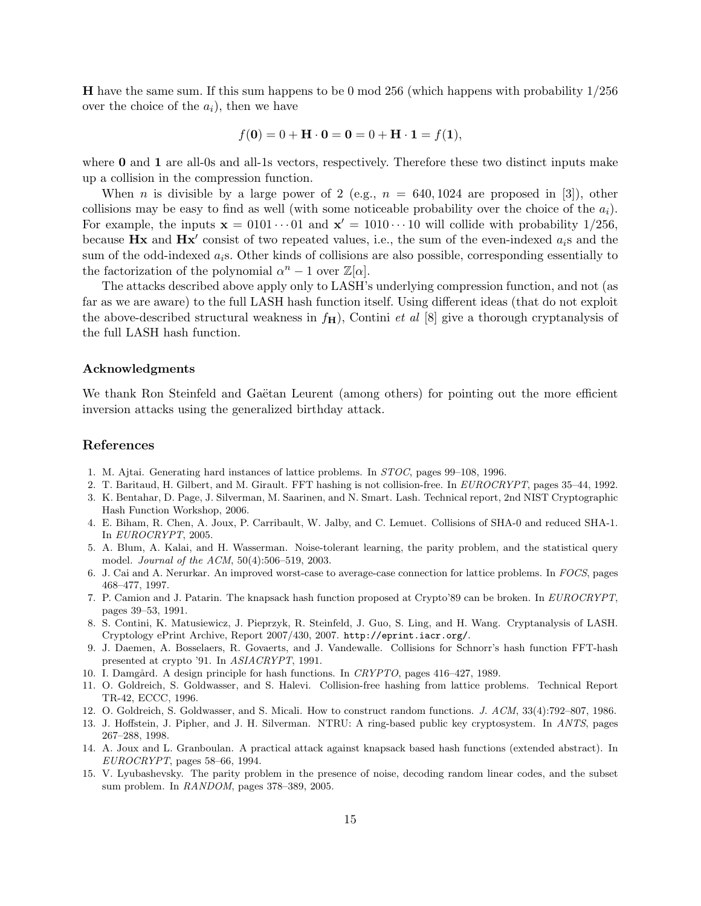**H** have the same sum. If this sum happens to be 0 mod 256 (which happens with probability 1/256 over the choice of the $a_i$), then we have

$$f(\mathbf{0}) = 0 + \mathbf{H} \cdot \mathbf{0} = \mathbf{0} = 0 + \mathbf{H} \cdot \mathbf{1} = f(\mathbf{1}),$$

where **0** and **1** are all-0s and all-1s vectors, respectively. Therefore these two distinct inputs make up a collision in the compression function.

When $n$ is divisible by a large power of 2 (e.g., $n = 640, 1024$ are proposed in [3]), other collisions may be easy to find as well (with some noticeable probability over the choice of the $a_i$). For example, the inputs $\mathbf{x} = 0101 \cdots 01$ and $\mathbf{x}' = 1010 \cdots 10$ will collide with probability 1/256, because $\mathbf{Hx}$ and $\mathbf{Hx}'$ consist of two repeated values, i.e., the sum of the even-indexed $a_i$s and the sum of the odd-indexed $a_i$s. Other kinds of collisions are also possible, corresponding essentially to the factorization of the polynomial $\alpha^n - 1$ over $\mathbb{Z}[\alpha]$.

The attacks described above apply only to LASH's underlying compression function, and not (as far as we are aware) to the full LASH hash function itself. Using different ideas (that do not exploit the above-described structural weakness in $f_{\mathbf{H}}$), Contini *et al* [8] give a thorough cryptanalysis of the full LASH hash function.

### Acknowledgments

We thank Ron Steinfeld and Gaëtan Leurent (among others) for pointing out the more efficient inversion attacks using the generalized birthday attack.

## References

1. M. Ajtai. Generating hard instances of lattice problems. In *STOC*, pages 99–108, 1996.
2. T. Baritaud, H. Gilbert, and M. Girault. FFT hashing is not collision-free. In *EUROCRYPT*, pages 35–44, 1992.
3. K. Bentahar, D. Page, J. Silverman, M. Saarinen, and N. Smart. Lash. Technical report, 2nd NIST Cryptographic Hash Function Workshop, 2006.
4. E. Biham, R. Chen, A. Joux, P. Carribault, W. Jalby, and C. Lemuet. Collisions of SHA-0 and reduced SHA-1. In *EUROCRYPT*, 2005.
5. A. Blum, A. Kalai, and H. Wasserman. Noise-tolerant learning, the parity problem, and the statistical query model. *Journal of the ACM*, 50(4):506–519, 2003.
6. J. Cai and A. Nerurkar. An improved worst-case to average-case connection for lattice problems. In *FOCS*, pages 468–477, 1997.
7. P. Camion and J. Patarin. The knapsack hash function proposed at Crypto'89 can be broken. In *EUROCRYPT*, pages 39–53, 1991.
8. S. Contini, K. Matusiewicz, J. Pieprzyk, R. Steinfeld, J. Guo, S. Ling, and H. Wang. Cryptanalysis of LASH. Cryptology ePrint Archive, Report 2007/430, 2007. `http://eprint.iacr.org/`.
9. J. Daemen, A. Bosselaers, R. Govaerts, and J. Vandewalle. Collisions for Schnorr's hash function FFT-hash presented at crypto '91. In *ASIACRYPT*, 1991.
10. I. Damgård. A design principle for hash functions. In *CRYPTO*, pages 416–427, 1989.
11. O. Goldreich, S. Goldwasser, and S. Halevi. Collision-free hashing from lattice problems. Technical Report TR-42, ECCC, 1996.
12. O. Goldreich, S. Goldwasser, and S. Micali. How to construct random functions. *J. ACM*, 33(4):792–807, 1986.
13. J. Hoffstein, J. Pipher, and J. H. Silverman. NTRU: A ring-based public key cryptosystem. In *ANTS*, pages 267–288, 1998.
14. A. Joux and L. Granboulan. A practical attack against knapsack based hash functions (extended abstract). In *EUROCRYPT*, pages 58–66, 1994.
15. V. Lyubashevsky. The parity problem in the presence of noise, decoding random linear codes, and the subset sum problem. In *RANDOM*, pages 378–389, 2005.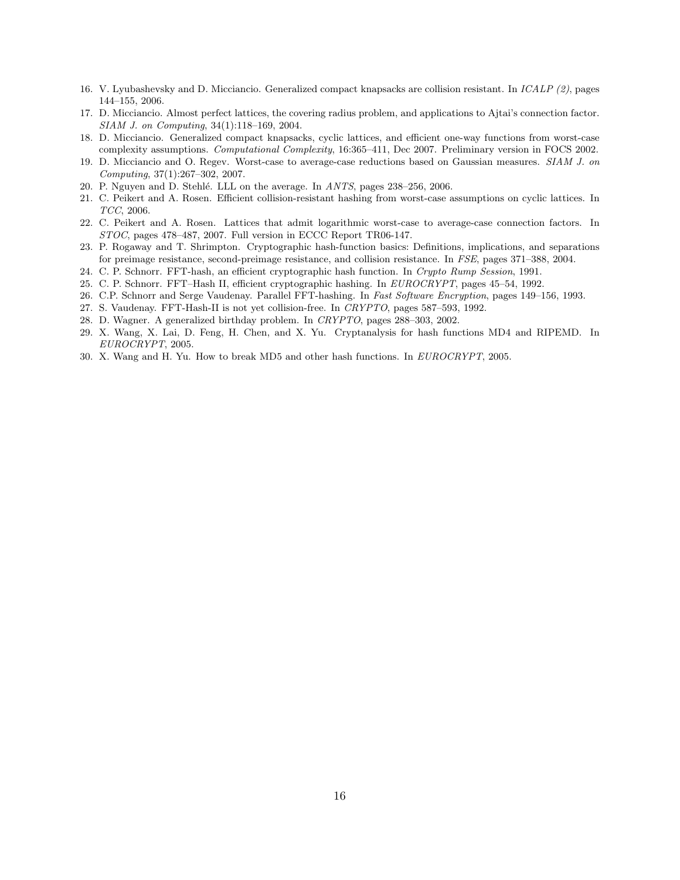16. V. Lyubashevsky and D. Micciancio. Generalized compact knapsacks are collision resistant. In *ICALP (2)*, pages 144–155, 2006.
17. D. Micciancio. Almost perfect lattices, the covering radius problem, and applications to Ajtai's connection factor. *SIAM J. on Computing*, 34(1):118–169, 2004.
18. D. Micciancio. Generalized compact knapsacks, cyclic lattices, and efficient one-way functions from worst-case complexity assumptions. *Computational Complexity*, 16:365–411, Dec 2007. Preliminary version in FOCS 2002.
19. D. Micciancio and O. Regev. Worst-case to average-case reductions based on Gaussian measures. *SIAM J. on Computing*, 37(1):267–302, 2007.
20. P. Nguyen and D. Stehlé. LLL on the average. In *ANTS*, pages 238–256, 2006.
21. C. Peikert and A. Rosen. Efficient collision-resistant hashing from worst-case assumptions on cyclic lattices. In *TCC*, 2006.
22. C. Peikert and A. Rosen. Lattices that admit logarithmic worst-case to average-case connection factors. In *STOC*, pages 478–487, 2007. Full version in ECCC Report TR06-147.
23. P. Rogaway and T. Shrimpton. Cryptographic hash-function basics: Definitions, implications, and separations for preimage resistance, second-preimage resistance, and collision resistance. In *FSE*, pages 371–388, 2004.
24. C. P. Schnorr. FFT-hash, an efficient cryptographic hash function. In *Crypto Rump Session*, 1991.
25. C. P. Schnorr. FFT–Hash II, efficient cryptographic hashing. In *EUROCRYPT*, pages 45–54, 1992.
26. C.P. Schnorr and Serge Vaudenay. Parallel FFT-hashing. In *Fast Software Encryption*, pages 149–156, 1993.
27. S. Vaudenay. FFT-Hash-II is not yet collision-free. In *CRYPTO*, pages 587–593, 1992.
28. D. Wagner. A generalized birthday problem. In *CRYPTO*, pages 288–303, 2002.
29. X. Wang, X. Lai, D. Feng, H. Chen, and X. Yu. Cryptanalysis for hash functions MD4 and RIPEMD. In *EUROCRYPT*, 2005.
30. X. Wang and H. Yu. How to break MD5 and other hash functions. In *EUROCRYPT*, 2005.